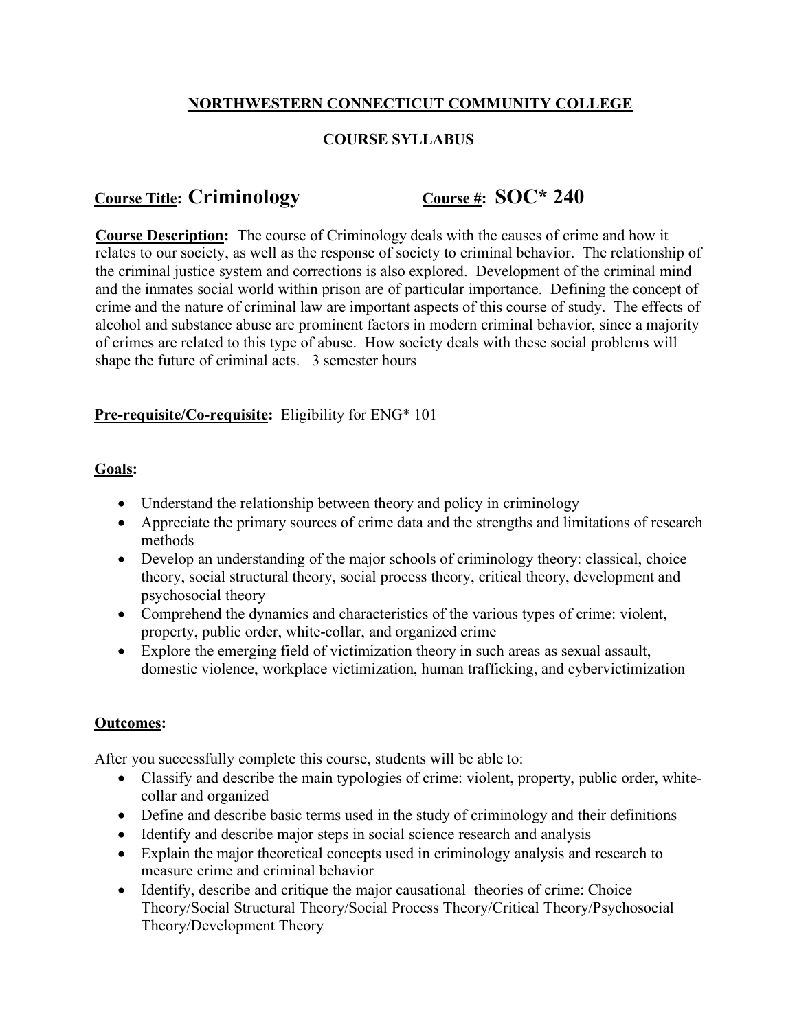# NORTHWESTERN CONNECTICUT COMMUNITY COLLEGE

## COURSE SYLLABUS

**Course Title: Criminology** **Course #: SOC* 240**

**Course Description:** The course of Criminology deals with the causes of crime and how it relates to our society, as well as the response of society to criminal behavior. The relationship of the criminal justice system and corrections is also explored. Development of the criminal mind and the inmates social world within prison are of particular importance. Defining the concept of crime and the nature of criminal law are important aspects of this course of study. The effects of alcohol and substance abuse are prominent factors in modern criminal behavior, since a majority of crimes are related to this type of abuse. How society deals with these social problems will shape the future of criminal acts. 3 semester hours

**Pre-requisite/Co-requisite:** Eligibility for ENG* 101

**Goals:**

- Understand the relationship between theory and policy in criminology
- Appreciate the primary sources of crime data and the strengths and limitations of research methods
- Develop an understanding of the major schools of criminology theory: classical, choice theory, social structural theory, social process theory, critical theory, development and psychosocial theory
- Comprehend the dynamics and characteristics of the various types of crime: violent, property, public order, white-collar, and organized crime
- Explore the emerging field of victimization theory in such areas as sexual assault, domestic violence, workplace victimization, human trafficking, and cybervictimization

**Outcomes:**

After you successfully complete this course, students will be able to:

- Classify and describe the main typologies of crime: violent, property, public order, white-collar and organized
- Define and describe basic terms used in the study of criminology and their definitions
- Identify and describe major steps in social science research and analysis
- Explain the major theoretical concepts used in criminology analysis and research to measure crime and criminal behavior
- Identify, describe and critique the major causational theories of crime: Choice Theory/Social Structural Theory/Social Process Theory/Critical Theory/Psychosocial Theory/Development Theory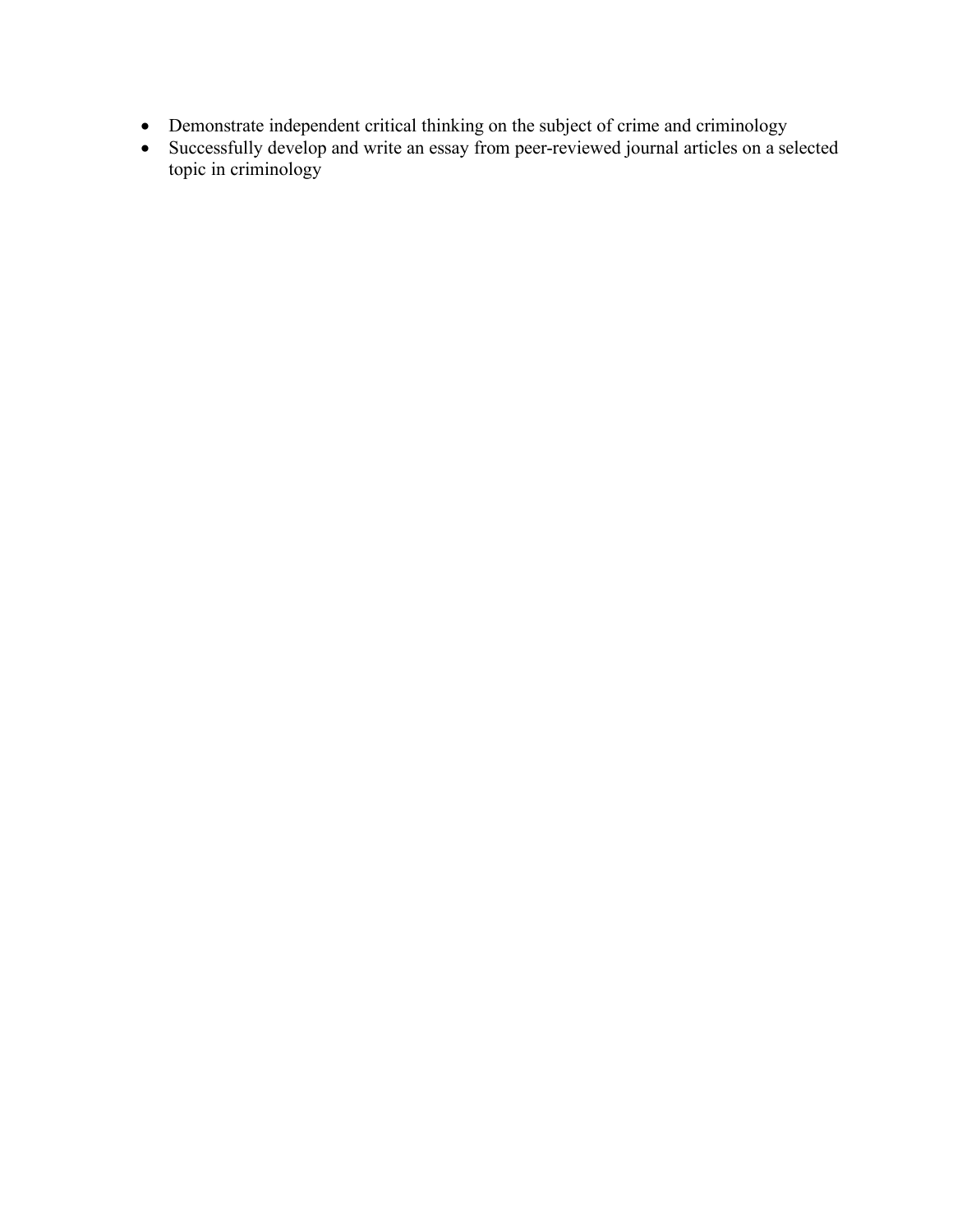- Demonstrate independent critical thinking on the subject of crime and criminology
- Successfully develop and write an essay from peer-reviewed journal articles on a selected topic in criminology